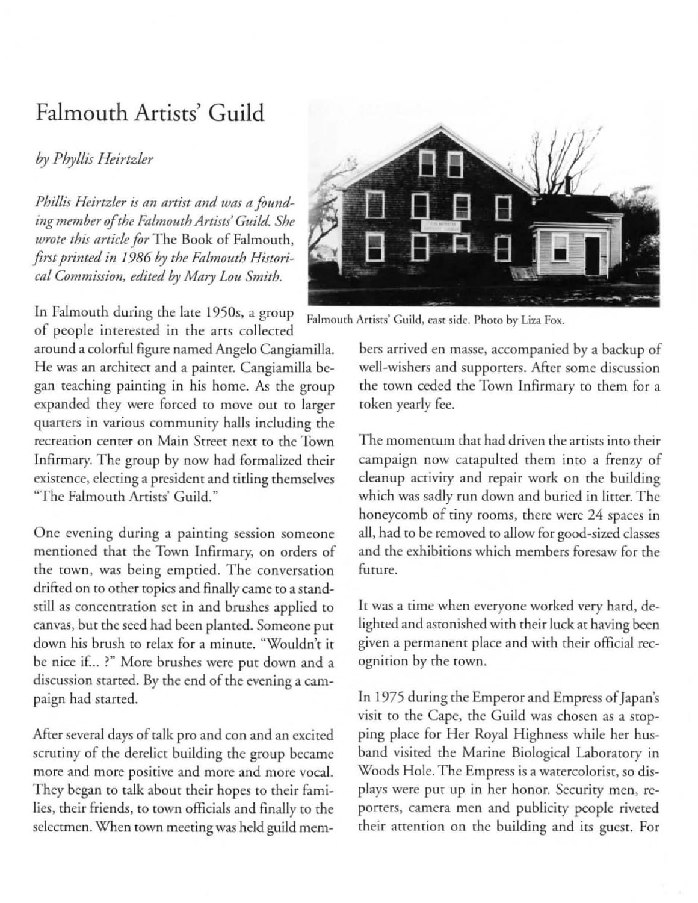# Falmouth Artists' Guild

*by Phyllis Heirtzler*

*Phillis Heirtzler is an artist and was a founding member of the Falmouth Artists' Guild. She wrote this article for* The Book of Falmouth, *first printed in 1986 by the Falmouth Historical Commission, edited by Mary Lou Smith.*

Falmouth Artists' Guild, east side. Photo by Liza Fox.

In Falmouth during the late 1950s, a group of people interested in the arts collected around a colorful figure named Angelo Cangiamilla. He was an architect and a painter. Cangiamilla began teaching painting in his home. As the group expanded they were forced to move out to larger quarters in various community halls including the recreation center on Main Street next to the Town Infirmary. The group by now had formalized their existence, electing a president and titling themselves "The Falmouth Artists' Guild."

One evening during a painting session someone mentioned that the Town Infirmary, on orders of the town, was being emptied. The conversation drifted on to other topics and finally came to a standstill as concentration set in and brushes applied to canvas, but the seed had been planted. Someone put down his brush to relax for a minute. "Wouldn't it be nice if... ?" More brushes were put down and a discussion started. By the end of the evening a campaign had started.

After several days of talk pro and con and an excited scrutiny of the derelict building the group became more and more positive and more and more vocal. They began to talk about their hopes to their families, their friends, to town officials and finally to the selectmen. When town meeting was held guild members arrived en masse, accompanied by a backup of well-wishers and supporters. After some discussion the town ceded the Town Infirmary to them for a token yearly fee.

The momentum that had driven the artists into their campaign now catapulted them into a frenzy of cleanup activity and repair work on the building which was sadly run down and buried in litter. The honeycomb of tiny rooms, there were 24 spaces in all, had to be removed to allow for good-sized classes and the exhibitions which members foresaw for the future.

It was a time when everyone worked very hard, delighted and astonished with their luck at having been given a permanent place and with their official recognition by the town.

In 1975 during the Emperor and Empress of Japan's visit to the Cape, the Guild was chosen as a stopping place for Her Royal Highness while her husband visited the Marine Biological Laboratory in Woods Hole. The Empress is a watercolorist, so displays were put up in her honor. Security men, reporters, camera men and publicity people riveted their attention on the building and its guest. For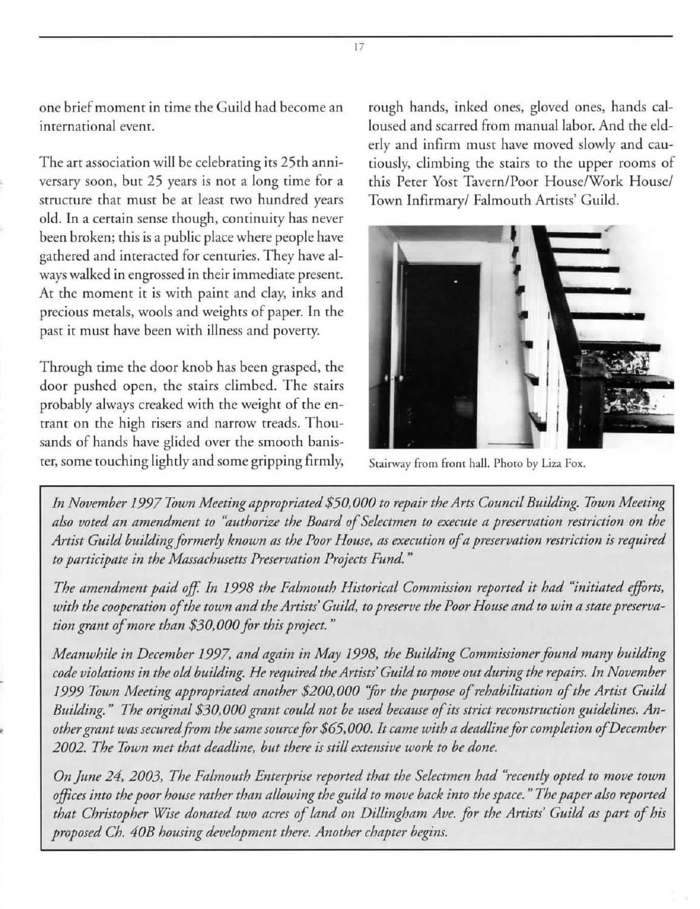one brief moment in time the Guild had become an international event.

The art association will be celebrating its 25th anniversary soon, but 25 years is not a long time for a structure that must be at least two hundred years old. In a certain sense though, continuity has never been broken; this is a public place where people have gathered and interacted for centuries. They have always walked in engrossed in their immediate present. At the moment it is with paint and clay, inks and precious metals, wools and weights of paper. In the past it must have been with illness and poverty.

Through time the door knob has been grasped, the door pushed open, the stairs climbed. The stairs probably always creaked with the weight of the entrant on the high risers and narrow treads. Thousands of hands have glided over the smooth banister, some touching lightly and some gripping firmly, rough hands, inked ones, gloved ones, hands calloused and scarred from manual labor. And the elderly and infirm must have moved slowly and cautiously, climbing the stairs to the upper rooms of this Peter Yost Tavern/Poor House/Work House/ Town Infirmary/ Falmouth Artists' Guild.

Stairway from front hall. Photo by Liza Fox.

*In November 1997 Town Meeting appropriated $50,000 to repair the Arts Council Building. Town Meeting also voted an amendment to "authorize the Board of Selectmen to execute a preservation restriction on the Artist Guild building formerly known as the Poor House, as execution of a preservation restriction is required to participate in the Massachusetts Preservation Projects Fund."*

*The amendment paid off. In 1998 the Falmouth Historical Commission reported it had "initiated efforts, with the cooperation of the town and the Artists' Guild, to preserve the Poor House and to win a state preservation grant of more than $30,000 for this project."*

*Meanwhile in December 1997, and again in May 1998, the Building Commissioner found many building code violations in the old building. He required the Artists' Guild to move out during the repairs. In November 1999 Town Meeting appropriated another $200,000 "for the purpose of rehabilitation of the Artist Guild Building." The original $30,000 grant could not be used because of its strict reconstruction guidelines. Another grant was secured from the same source for $65,000. It came with a deadline for completion of December 2002. The Town met that deadline, but there is still extensive work to be done.*

*On June 24, 2003, The Falmouth Enterprise reported that the Selectmen had "recently opted to move town offices into the poor house rather than allowing the guild to move back into the space." The paper also reported that Christopher Wise donated two acres of land on Dillingham Ave. for the Artists' Guild as part of his proposed Ch. 40B housing development there. Another chapter begins.*